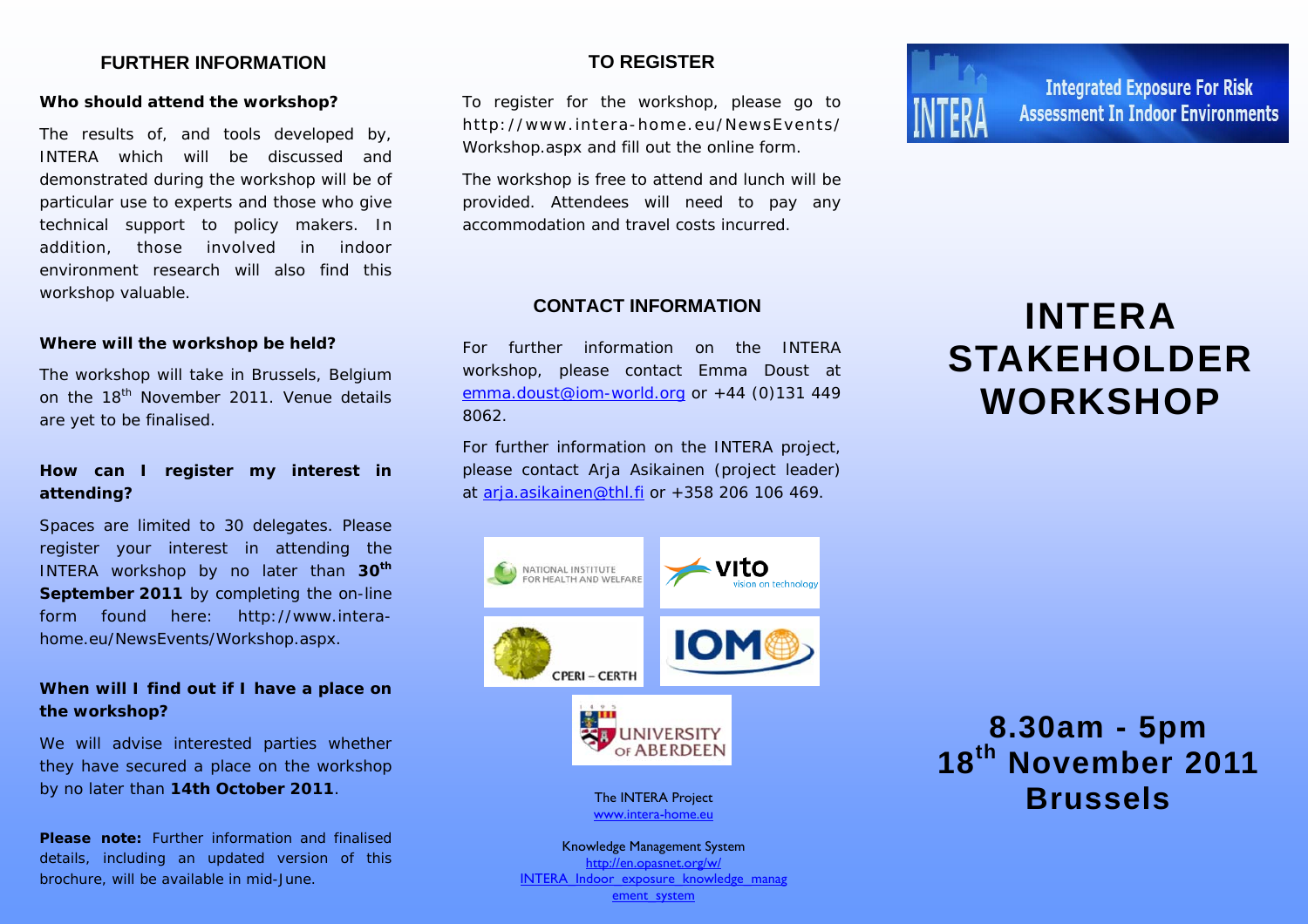## FURTHER INFORMATION

**Who should attend the workshop?**

The results of, and tools developed by, INTERA which will be discussed and demonstrated during the workshop will be of particular use to experts and those who give technical support to policy makers. In addition, those involved in indoor environment research will also find this workshop valuable.

**Where will the workshop be held?**

The workshop will take in Brussels, Belgium on the 18th November 2011. Venue details are yet to be finalised.

**How can I register my interest in attending?**

Spaces are limited to 30 delegates. Please register your interest in attending the INTERA workshop by no later than **30th September 2011** by completing the on-line form found here: http://www.intera-home.eu/NewsEvents/Workshop.aspx.

**When will I find out if I have a place on the workshop?**

We will advise interested parties whether they have secured a place on the workshop by no later than **14th October 2011**.

**Please note:** Further information and finalised details, including an updated version of this brochure, will be available in mid-June.

## TO REGISTER

To register for the workshop, please go to http://www.intera-home.eu/NewsEvents/Workshop.aspx and fill out the online form.

The workshop is free to attend and lunch will be provided. Attendees will need to pay any accommodation and travel costs incurred.

## CONTACT INFORMATION

For further information on the INTERA workshop, please contact Emma Doust at emma.doust@iom-world.org or +44 (0)131 449 8062.

For further information on the INTERA project, please contact Arja Asikainen (project leader) at arja.asikainen@thl.fi or +358 206 106 469.

NATIONAL INSTITUTE FOR HEALTH AND WELFARE

vito vision on technology

CPERI – CERTH

IOM

UNIVERSITY OF ABERDEEN

The INTERA Project
www.intera-home.eu

Knowledge Management System
http://en.opasnet.org/w/INTERA_Indoor_exposure_knowledge_management_system

INTERA

Integrated Exposure For Risk Assessment In Indoor Environments

# INTERA STAKEHOLDER WORKSHOP

**8.30am - 5pm**
**18th November 2011**
**Brussels**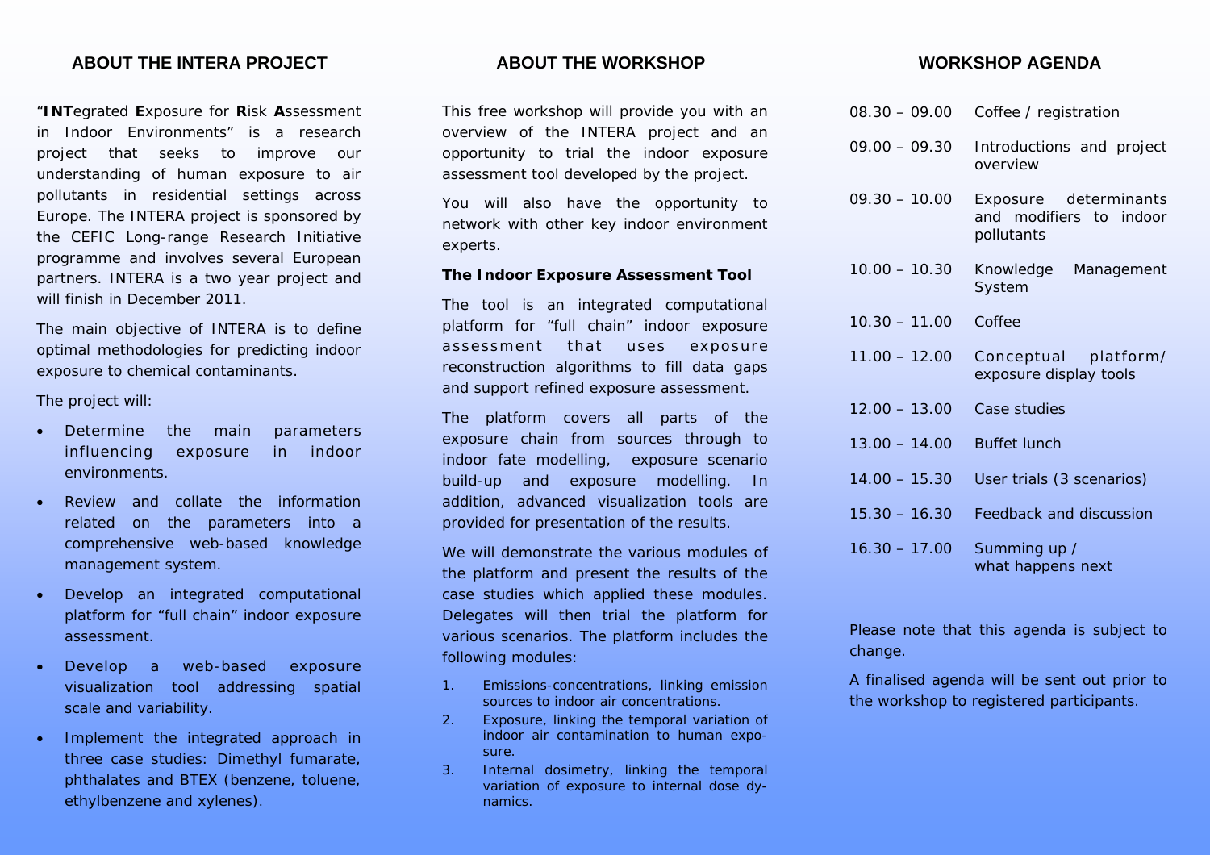## ABOUT THE INTERA PROJECT

"**INT**egrated **E**xposure for **R**isk **A**ssessment in Indoor Environments" is a research project that seeks to improve our understanding of human exposure to air pollutants in residential settings across Europe. The INTERA project is sponsored by the CEFIC Long-range Research Initiative programme and involves several European partners. INTERA is a two year project and will finish in December 2011.

The main objective of INTERA is to define optimal methodologies for predicting indoor exposure to chemical contaminants.

The project will:

- Determine the main parameters influencing exposure in indoor environments.
- Review and collate the information related on the parameters into a comprehensive web-based knowledge management system.
- Develop an integrated computational platform for "full chain" indoor exposure assessment.
- Develop a web-based exposure visualization tool addressing spatial scale and variability.
- Implement the integrated approach in three case studies: Dimethyl fumarate, phthalates and BTEX (benzene, toluene, ethylbenzene and xylenes).

## ABOUT THE WORKSHOP

This free workshop will provide you with an overview of the INTERA project and an opportunity to trial the indoor exposure assessment tool developed by the project.

You will also have the opportunity to network with other key indoor environment experts.

**The Indoor Exposure Assessment Tool**

The tool is an integrated computational platform for "full chain" indoor exposure assessment that uses exposure reconstruction algorithms to fill data gaps and support refined exposure assessment.

The platform covers all parts of the exposure chain from sources through to indoor fate modelling, exposure scenario build-up and exposure modelling. In addition, advanced visualization tools are provided for presentation of the results.

We will demonstrate the various modules of the platform and present the results of the case studies which applied these modules. Delegates will then trial the platform for various scenarios. The platform includes the following modules:

1. Emissions-concentrations, linking emission sources to indoor air concentrations.
2. Exposure, linking the temporal variation of indoor air contamination to human exposure.
3. Internal dosimetry, linking the temporal variation of exposure to internal dose dynamics.

## WORKSHOP AGENDA

| | |
|---|---|
| 08.30 – 09.00 | Coffee / registration |
| 09.00 – 09.30 | Introductions and project overview |
| 09.30 – 10.00 | Exposure determinants and modifiers to indoor pollutants |
| 10.00 – 10.30 | Knowledge Management System |
| 10.30 – 11.00 | Coffee |
| 11.00 – 12.00 | Conceptual platform/ exposure display tools |
| 12.00 – 13.00 | Case studies |
| 13.00 – 14.00 | Buffet lunch |
| 14.00 – 15.30 | User trials (3 scenarios) |
| 15.30 – 16.30 | Feedback and discussion |
| 16.30 – 17.00 | Summing up / what happens next |

Please note that this agenda is subject to change.

A finalised agenda will be sent out prior to the workshop to registered participants.